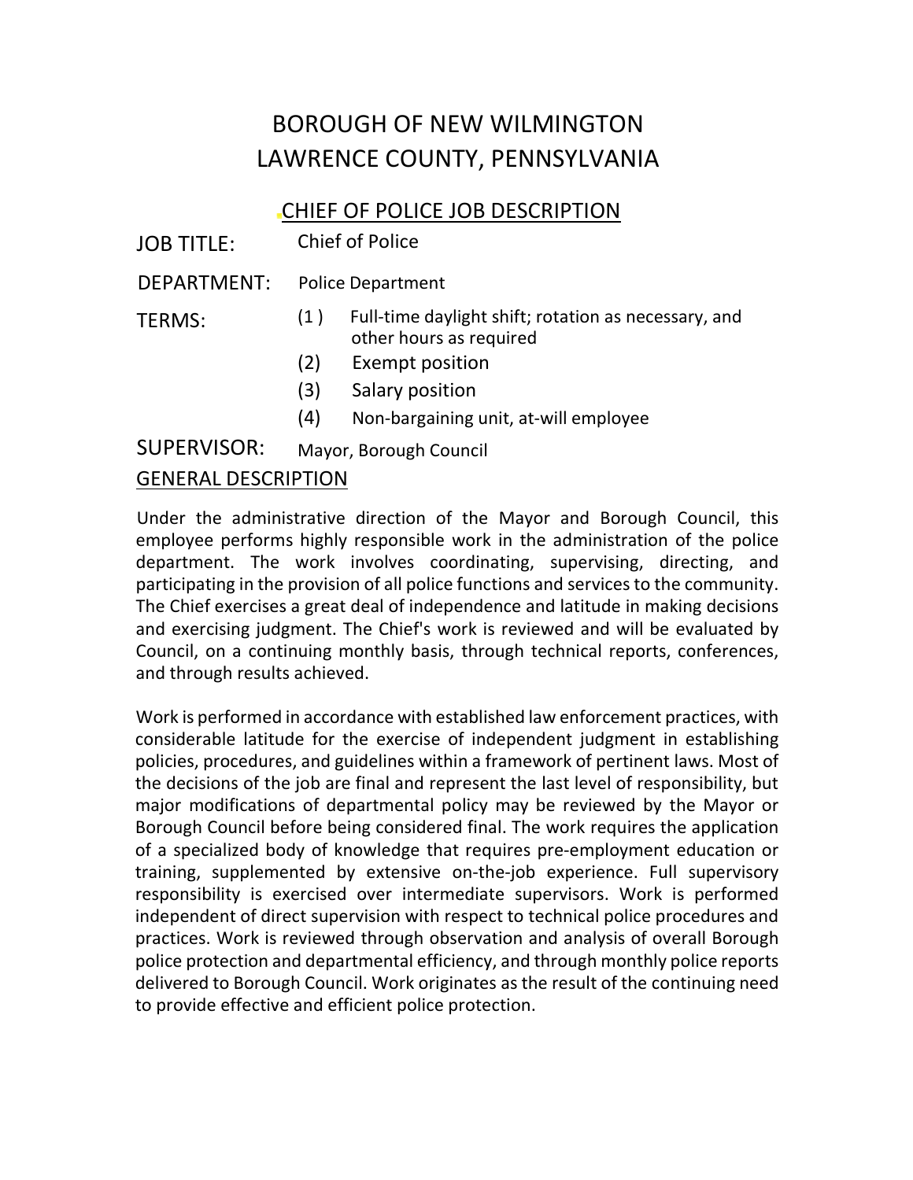# BOROUGH OF NEW WILMINGTON
# LAWRENCE COUNTY, PENNSYLVANIA

## CHIEF OF POLICE JOB DESCRIPTION

**JOB TITLE:** Chief of Police

**DEPARTMENT:** Police Department

**TERMS:**

(1) Full-time daylight shift; rotation as necessary, and other hours as required

(2) Exempt position

(3) Salary position

(4) Non-bargaining unit, at-will employee

**SUPERVISOR:** Mayor, Borough Council

### GENERAL DESCRIPTION

Under the administrative direction of the Mayor and Borough Council, this employee performs highly responsible work in the administration of the police department. The work involves coordinating, supervising, directing, and participating in the provision of all police functions and services to the community. The Chief exercises a great deal of independence and latitude in making decisions and exercising judgment. The Chief's work is reviewed and will be evaluated by Council, on a continuing monthly basis, through technical reports, conferences, and through results achieved.

Work is performed in accordance with established law enforcement practices, with considerable latitude for the exercise of independent judgment in establishing policies, procedures, and guidelines within a framework of pertinent laws. Most of the decisions of the job are final and represent the last level of responsibility, but major modifications of departmental policy may be reviewed by the Mayor or Borough Council before being considered final. The work requires the application of a specialized body of knowledge that requires pre-employment education or training, supplemented by extensive on-the-job experience. Full supervisory responsibility is exercised over intermediate supervisors. Work is performed independent of direct supervision with respect to technical police procedures and practices. Work is reviewed through observation and analysis of overall Borough police protection and departmental efficiency, and through monthly police reports delivered to Borough Council. Work originates as the result of the continuing need to provide effective and efficient police protection.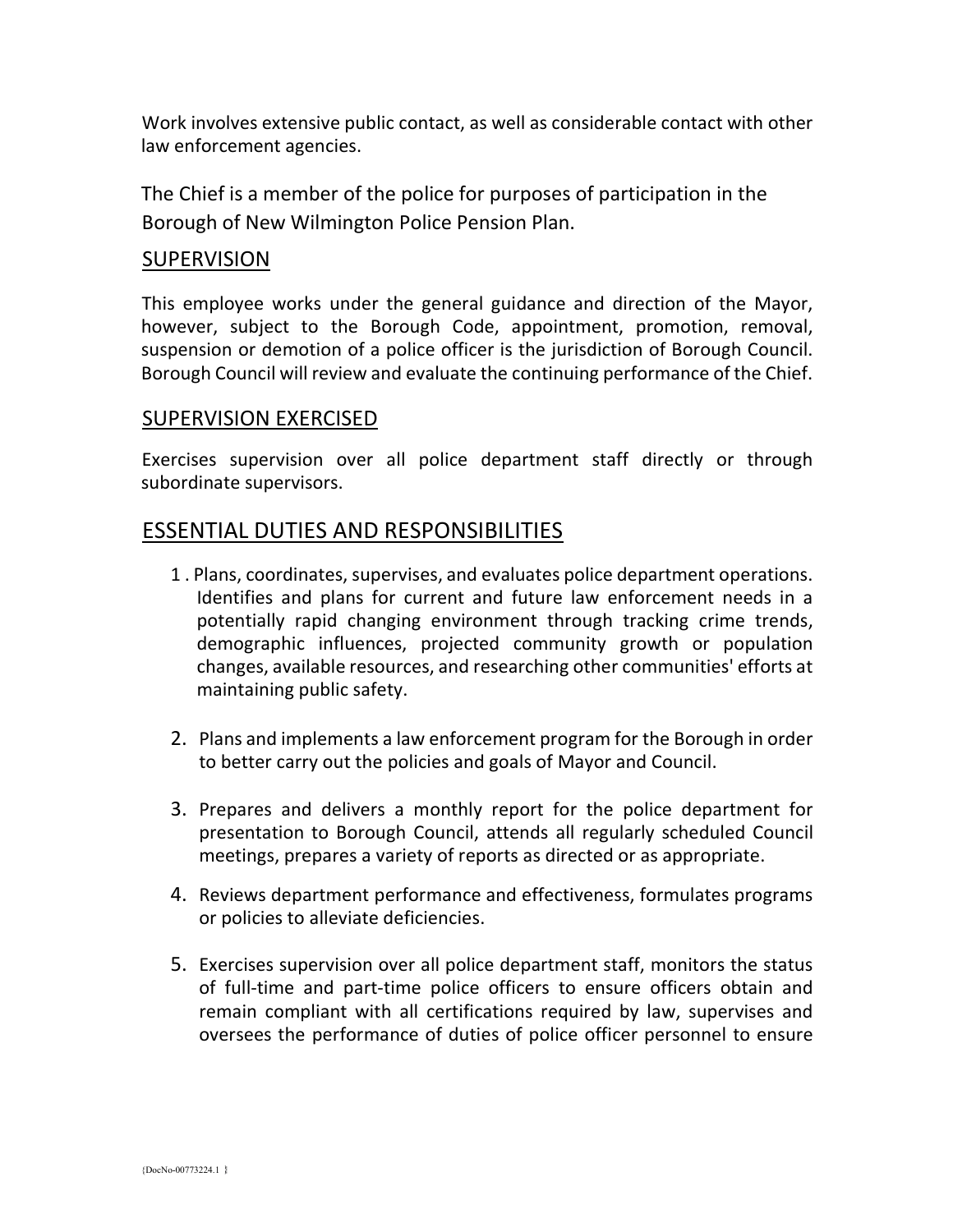Work involves extensive public contact, as well as considerable contact with other law enforcement agencies.

The Chief is a member of the police for purposes of participation in the Borough of New Wilmington Police Pension Plan.

## SUPERVISION

This employee works under the general guidance and direction of the Mayor, however, subject to the Borough Code, appointment, promotion, removal, suspension or demotion of a police officer is the jurisdiction of Borough Council. Borough Council will review and evaluate the continuing performance of the Chief.

## SUPERVISION EXERCISED

Exercises supervision over all police department staff directly or through subordinate supervisors.

## ESSENTIAL DUTIES AND RESPONSIBILITIES

1. Plans, coordinates, supervises, and evaluates police department operations. Identifies and plans for current and future law enforcement needs in a potentially rapid changing environment through tracking crime trends, demographic influences, projected community growth or population changes, available resources, and researching other communities' efforts at maintaining public safety.

2. Plans and implements a law enforcement program for the Borough in order to better carry out the policies and goals of Mayor and Council.

3. Prepares and delivers a monthly report for the police department for presentation to Borough Council, attends all regularly scheduled Council meetings, prepares a variety of reports as directed or as appropriate.

4. Reviews department performance and effectiveness, formulates programs or policies to alleviate deficiencies.

5. Exercises supervision over all police department staff, monitors the status of full-time and part-time police officers to ensure officers obtain and remain compliant with all certifications required by law, supervises and oversees the performance of duties of police officer personnel to ensure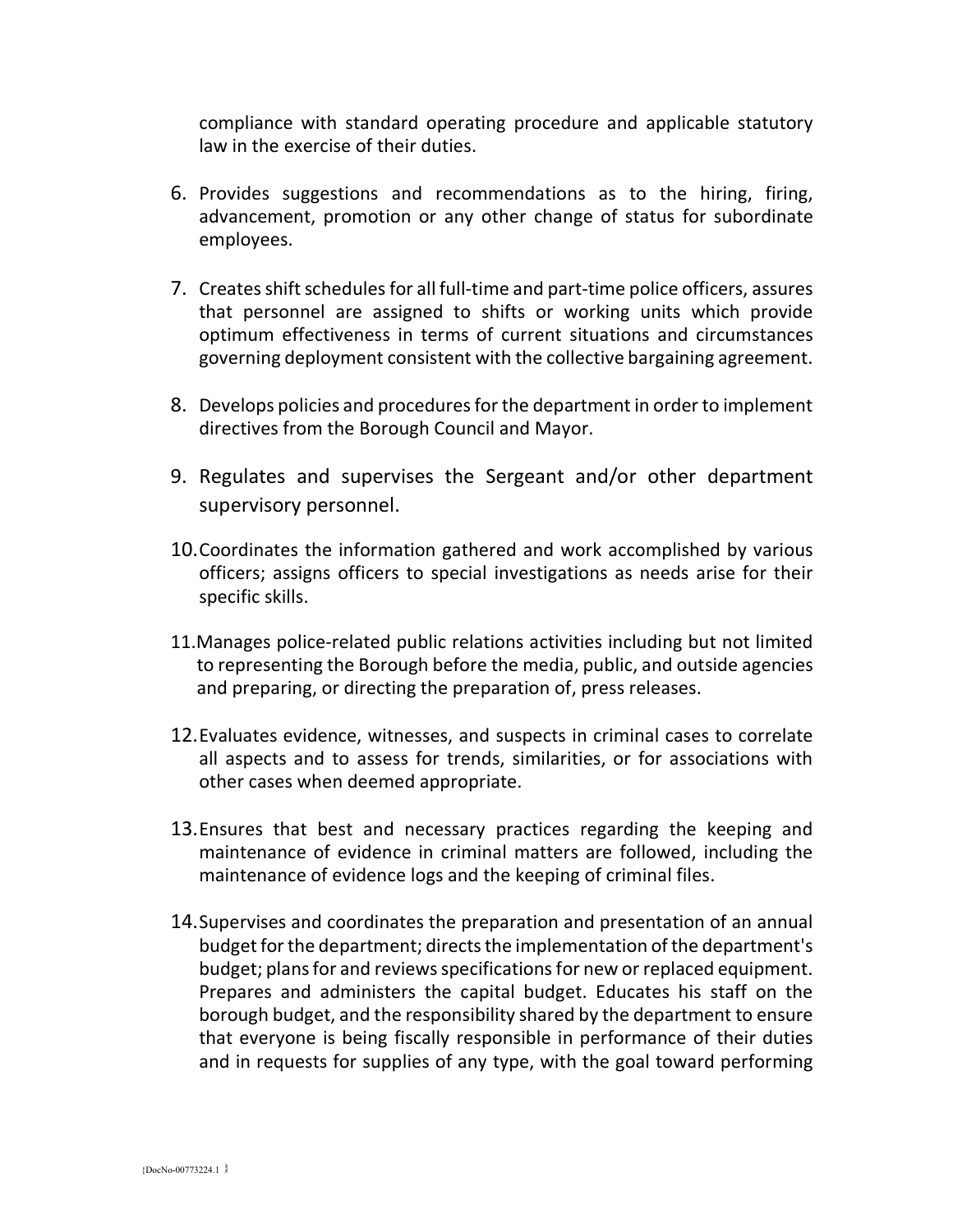compliance with standard operating procedure and applicable statutory law in the exercise of their duties.

6. Provides suggestions and recommendations as to the hiring, firing, advancement, promotion or any other change of status for subordinate employees.

7. Creates shift schedules for all full-time and part-time police officers, assures that personnel are assigned to shifts or working units which provide optimum effectiveness in terms of current situations and circumstances governing deployment consistent with the collective bargaining agreement.

8. Develops policies and procedures for the department in order to implement directives from the Borough Council and Mayor.

9. Regulates and supervises the Sergeant and/or other department supervisory personnel.

10. Coordinates the information gathered and work accomplished by various officers; assigns officers to special investigations as needs arise for their specific skills.

11. Manages police-related public relations activities including but not limited to representing the Borough before the media, public, and outside agencies and preparing, or directing the preparation of, press releases.

12. Evaluates evidence, witnesses, and suspects in criminal cases to correlate all aspects and to assess for trends, similarities, or for associations with other cases when deemed appropriate.

13. Ensures that best and necessary practices regarding the keeping and maintenance of evidence in criminal matters are followed, including the maintenance of evidence logs and the keeping of criminal files.

14. Supervises and coordinates the preparation and presentation of an annual budget for the department; directs the implementation of the department's budget; plans for and reviews specifications for new or replaced equipment. Prepares and administers the capital budget. Educates his staff on the borough budget, and the responsibility shared by the department to ensure that everyone is being fiscally responsible in performance of their duties and in requests for supplies of any type, with the goal toward performing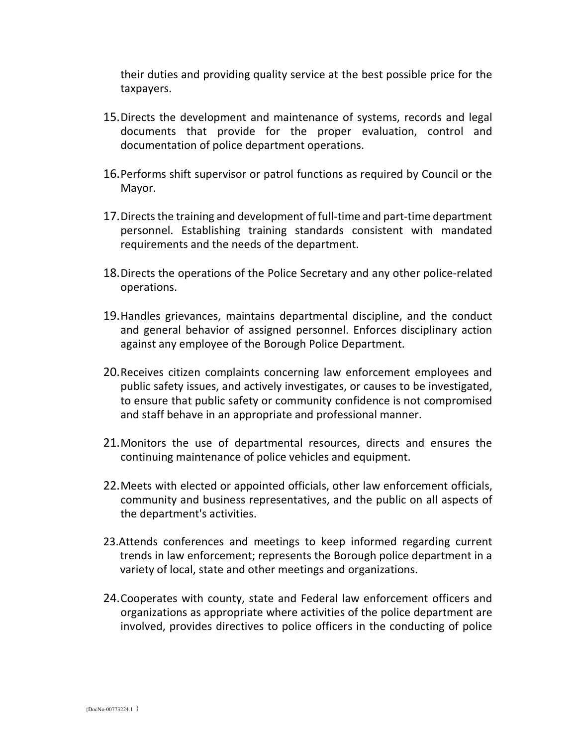their duties and providing quality service at the best possible price for the taxpayers.

15. Directs the development and maintenance of systems, records and legal documents that provide for the proper evaluation, control and documentation of police department operations.

16. Performs shift supervisor or patrol functions as required by Council or the Mayor.

17. Directs the training and development of full-time and part-time department personnel. Establishing training standards consistent with mandated requirements and the needs of the department.

18. Directs the operations of the Police Secretary and any other police-related operations.

19. Handles grievances, maintains departmental discipline, and the conduct and general behavior of assigned personnel. Enforces disciplinary action against any employee of the Borough Police Department.

20. Receives citizen complaints concerning law enforcement employees and public safety issues, and actively investigates, or causes to be investigated, to ensure that public safety or community confidence is not compromised and staff behave in an appropriate and professional manner.

21. Monitors the use of departmental resources, directs and ensures the continuing maintenance of police vehicles and equipment.

22. Meets with elected or appointed officials, other law enforcement officials, community and business representatives, and the public on all aspects of the department's activities.

23. Attends conferences and meetings to keep informed regarding current trends in law enforcement; represents the Borough police department in a variety of local, state and other meetings and organizations.

24. Cooperates with county, state and Federal law enforcement officers and organizations as appropriate where activities of the police department are involved, provides directives to police officers in the conducting of police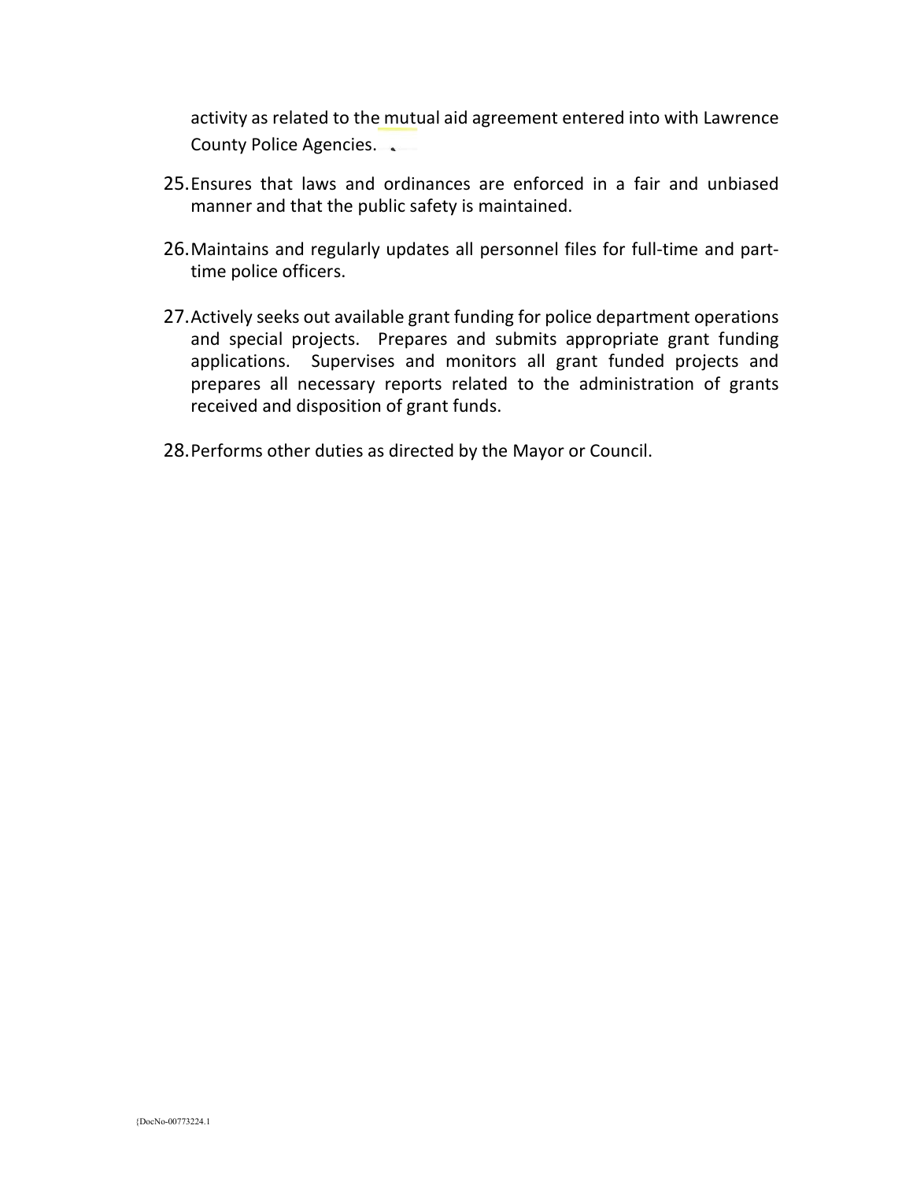activity as related to the mutual aid agreement entered into with Lawrence County Police Agencies.

25. Ensures that laws and ordinances are enforced in a fair and unbiased manner and that the public safety is maintained.

26. Maintains and regularly updates all personnel files for full-time and part-time police officers.

27. Actively seeks out available grant funding for police department operations and special projects. Prepares and submits appropriate grant funding applications. Supervises and monitors all grant funded projects and prepares all necessary reports related to the administration of grants received and disposition of grant funds.

28. Performs other duties as directed by the Mayor or Council.

{DocNo-00773224.1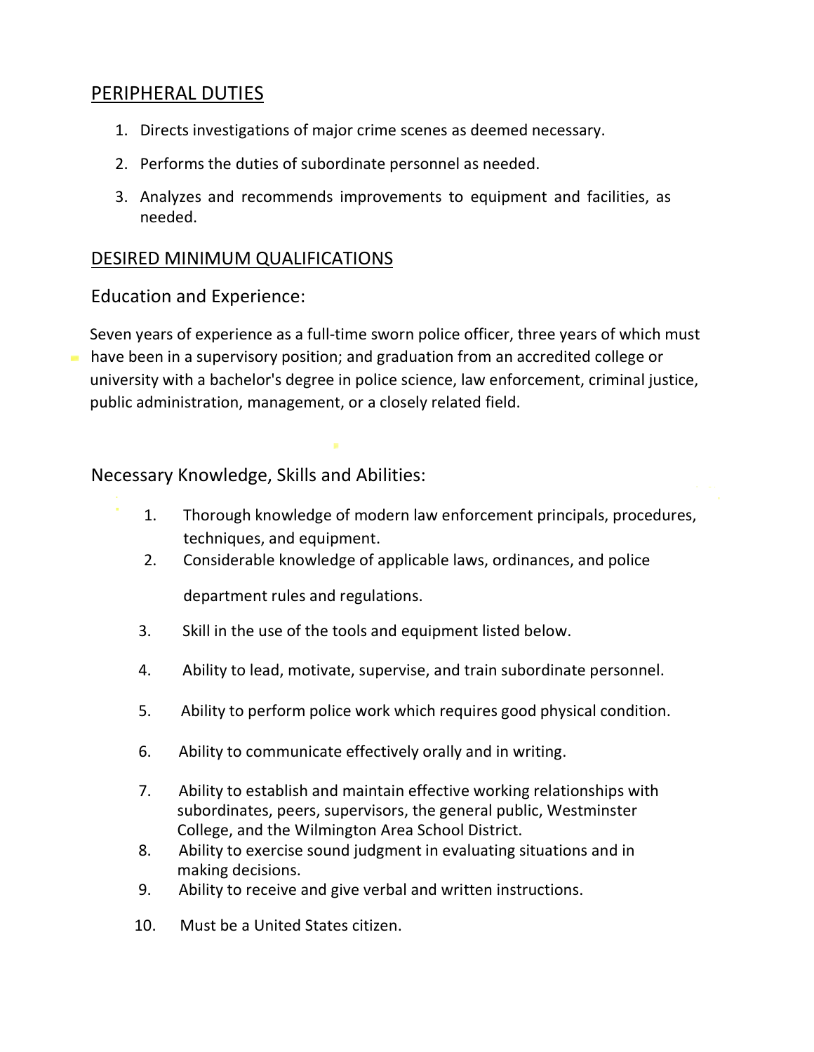## PERIPHERAL DUTIES

1. Directs investigations of major crime scenes as deemed necessary.
2. Performs the duties of subordinate personnel as needed.
3. Analyzes and recommends improvements to equipment and facilities, as needed.

## DESIRED MINIMUM QUALIFICATIONS

### Education and Experience:

Seven years of experience as a full-time sworn police officer, three years of which must have been in a supervisory position; and graduation from an accredited college or university with a bachelor's degree in police science, law enforcement, criminal justice, public administration, management, or a closely related field.

### Necessary Knowledge, Skills and Abilities:

1. Thorough knowledge of modern law enforcement principals, procedures, techniques, and equipment.
2. Considerable knowledge of applicable laws, ordinances, and police department rules and regulations.
3. Skill in the use of the tools and equipment listed below.
4. Ability to lead, motivate, supervise, and train subordinate personnel.
5. Ability to perform police work which requires good physical condition.
6. Ability to communicate effectively orally and in writing.
7. Ability to establish and maintain effective working relationships with subordinates, peers, supervisors, the general public, Westminster College, and the Wilmington Area School District.
8. Ability to exercise sound judgment in evaluating situations and in making decisions.
9. Ability to receive and give verbal and written instructions.
10. Must be a United States citizen.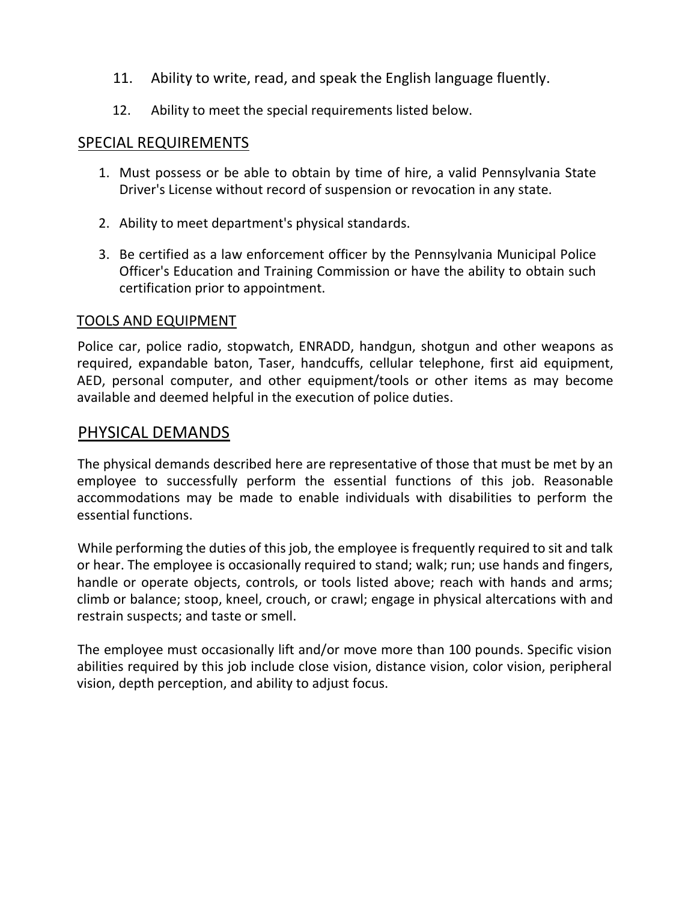11. Ability to write, read, and speak the English language fluently.

12. Ability to meet the special requirements listed below.

## SPECIAL REQUIREMENTS

1. Must possess or be able to obtain by time of hire, a valid Pennsylvania State Driver's License without record of suspension or revocation in any state.

2. Ability to meet department's physical standards.

3. Be certified as a law enforcement officer by the Pennsylvania Municipal Police Officer's Education and Training Commission or have the ability to obtain such certification prior to appointment.

## TOOLS AND EQUIPMENT

Police car, police radio, stopwatch, ENRADD, handgun, shotgun and other weapons as required, expandable baton, Taser, handcuffs, cellular telephone, first aid equipment, AED, personal computer, and other equipment/tools or other items as may become available and deemed helpful in the execution of police duties.

## PHYSICAL DEMANDS

The physical demands described here are representative of those that must be met by an employee to successfully perform the essential functions of this job. Reasonable accommodations may be made to enable individuals with disabilities to perform the essential functions.

While performing the duties of this job, the employee is frequently required to sit and talk or hear. The employee is occasionally required to stand; walk; run; use hands and fingers, handle or operate objects, controls, or tools listed above; reach with hands and arms; climb or balance; stoop, kneel, crouch, or crawl; engage in physical altercations with and restrain suspects; and taste or smell.

The employee must occasionally lift and/or move more than 100 pounds. Specific vision abilities required by this job include close vision, distance vision, color vision, peripheral vision, depth perception, and ability to adjust focus.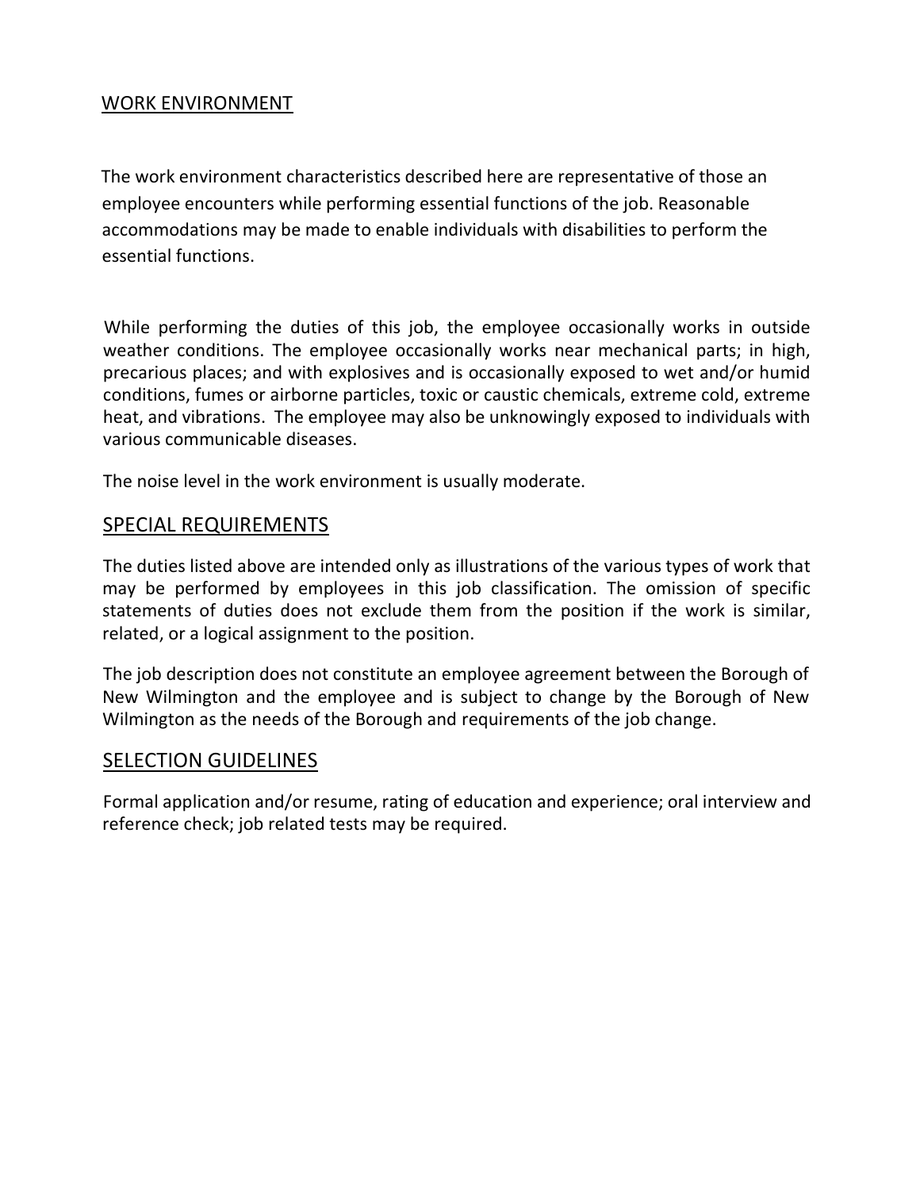## WORK ENVIRONMENT

The work environment characteristics described here are representative of those an employee encounters while performing essential functions of the job. Reasonable accommodations may be made to enable individuals with disabilities to perform the essential functions.

While performing the duties of this job, the employee occasionally works in outside weather conditions. The employee occasionally works near mechanical parts; in high, precarious places; and with explosives and is occasionally exposed to wet and/or humid conditions, fumes or airborne particles, toxic or caustic chemicals, extreme cold, extreme heat, and vibrations. The employee may also be unknowingly exposed to individuals with various communicable diseases.

The noise level in the work environment is usually moderate.

## SPECIAL REQUIREMENTS

The duties listed above are intended only as illustrations of the various types of work that may be performed by employees in this job classification. The omission of specific statements of duties does not exclude them from the position if the work is similar, related, or a logical assignment to the position.

The job description does not constitute an employee agreement between the Borough of New Wilmington and the employee and is subject to change by the Borough of New Wilmington as the needs of the Borough and requirements of the job change.

## SELECTION GUIDELINES

Formal application and/or resume, rating of education and experience; oral interview and reference check; job related tests may be required.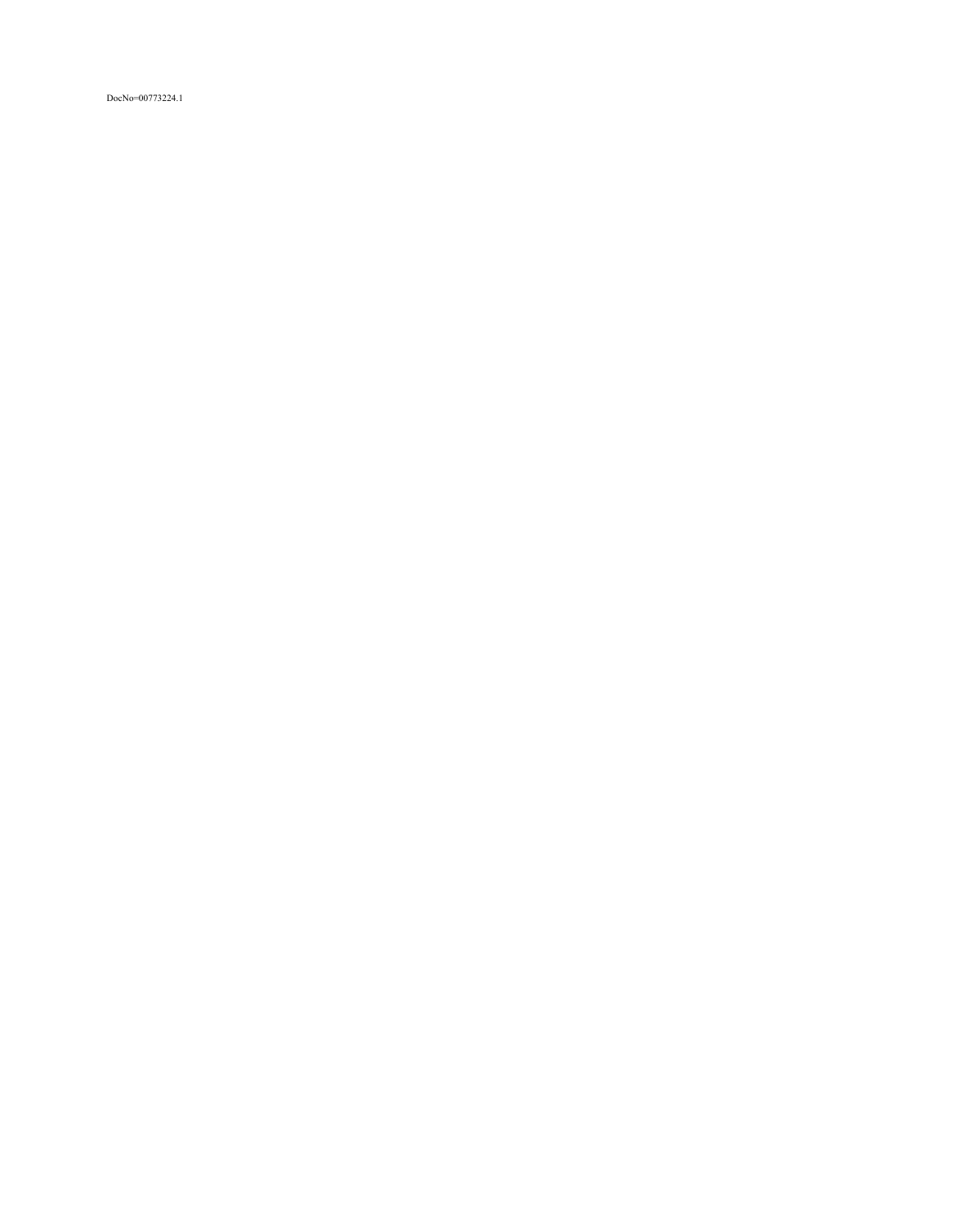DocNo=00773224.1